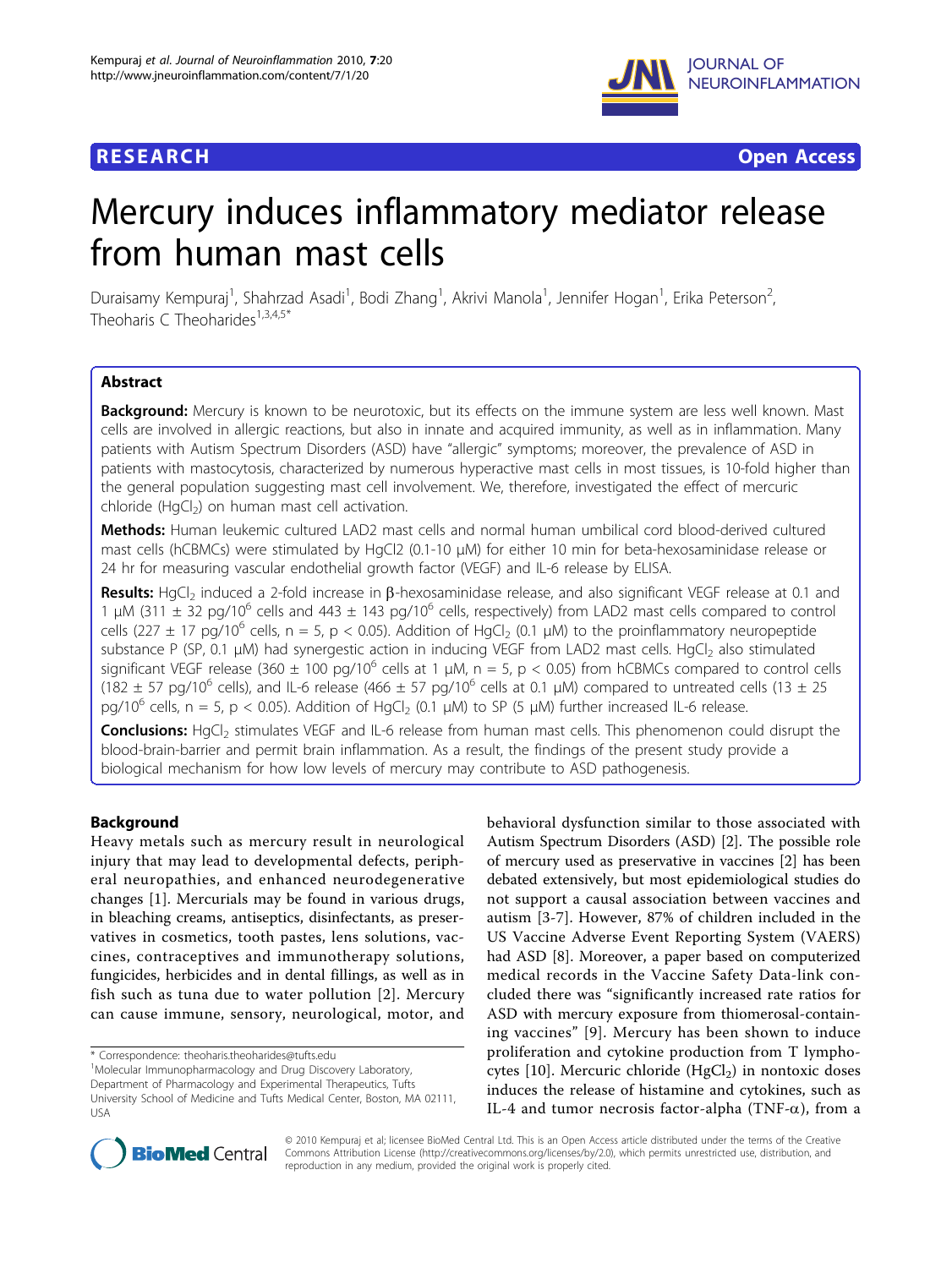RESEARCH Open Access

# Mercury induces inflammatory mediator release from human mast cells

Duraisamy Kempuraj[1], Shahrzad Asadi[1], Bodi Zhang[1], Akrivi Manola[1], Jennifer Hogan[1], Erika Peterson[2], Theoharis C Theoharides[1,3,4,5*]

## Abstract

**Background:** Mercury is known to be neurotoxic, but its effects on the immune system are less well known. Mast cells are involved in allergic reactions, but also in innate and acquired immunity, as well as in inflammation. Many patients with Autism Spectrum Disorders (ASD) have "allergic" symptoms; moreover, the prevalence of ASD in patients with mastocytosis, characterized by numerous hyperactive mast cells in most tissues, is 10-fold higher than the general population suggesting mast cell involvement. We, therefore, investigated the effect of mercuric chloride ($HgCl_2$) on human mast cell activation.

**Methods:** Human leukemic cultured LAD2 mast cells and normal human umbilical cord blood-derived cultured mast cells (hCBMCs) were stimulated by HgCl2 (0.1-10 μM) for either 10 min for beta-hexosaminidase release or 24 hr for measuring vascular endothelial growth factor (VEGF) and IL-6 release by ELISA.

**Results:** $HgCl_2$ induced a 2-fold increase in β-hexosaminidase release, and also significant VEGF release at 0.1 and 1 μM (311 ± 32 pg/$10^6$ cells and 443 ± 143 pg/$10^6$ cells, respectively) from LAD2 mast cells compared to control cells (227 ± 17 pg/$10^6$ cells, n = 5, $p < 0.05$). Addition of $HgCl_2$ (0.1 μM) to the proinflammatory neuropeptide substance P (SP, 0.1 μM) had synergestic action in inducing VEGF from LAD2 mast cells. $HgCl_2$ also stimulated significant VEGF release (360 ± 100 pg/$10^6$ cells at 1 μM, n = 5, $p < 0.05$) from hCBMCs compared to control cells (182 ± 57 pg/$10^6$ cells), and IL-6 release (466 ± 57 pg/$10^6$ cells at 0.1 μM) compared to untreated cells (13 ± 25 pg/$10^6$ cells, n = 5, $p < 0.05$). Addition of $HgCl_2$ (0.1 μM) to SP (5 μM) further increased IL-6 release.

**Conclusions:** $HgCl_2$ stimulates VEGF and IL-6 release from human mast cells. This phenomenon could disrupt the blood-brain-barrier and permit brain inflammation. As a result, the findings of the present study provide a biological mechanism for how low levels of mercury may contribute to ASD pathogenesis.

## Background

Heavy metals such as mercury result in neurological injury that may lead to developmental defects, peripheral neuropathies, and enhanced neurodegenerative changes [1]. Mercurials may be found in various drugs, in bleaching creams, antiseptics, disinfectants, as preservatives in cosmetics, tooth pastes, lens solutions, vaccines, contraceptives and immunotherapy solutions, fungicides, herbicides and in dental fillings, as well as in fish such as tuna due to water pollution [2]. Mercury can cause immune, sensory, neurological, motor, and behavioral dysfunction similar to those associated with Autism Spectrum Disorders (ASD) [2]. The possible role of mercury used as preservative in vaccines [2] has been debated extensively, but most epidemiological studies do not support a causal association between vaccines and autism [3-7]. However, 87% of children included in the US Vaccine Adverse Event Reporting System (VAERS) had ASD [8]. Moreover, a paper based on computerized medical records in the Vaccine Safety Data-link concluded there was "significantly increased rate ratios for ASD with mercury exposure from thiomerosal-containing vaccines" [9]. Mercury has been shown to induce proliferation and cytokine production from T lymphocytes [10]. Mercuric chloride ($HgCl_2$) in nontoxic doses induces the release of histamine and cytokines, such as IL-4 and tumor necrosis factor-alpha (TNF-α), from a

\* Correspondence: theoharis.theoharides@tufts.edu
[1]Molecular Immunopharmacology and Drug Discovery Laboratory, Department of Pharmacology and Experimental Therapeutics, Tufts University School of Medicine and Tufts Medical Center, Boston, MA 02111, USA

© 2010 Kempuraj et al; licensee BioMed Central Ltd. This is an Open Access article distributed under the terms of the Creative Commons Attribution License (http://creativecommons.org/licenses/by/2.0), which permits unrestricted use, distribution, and reproduction in any medium, provided the original work is properly cited.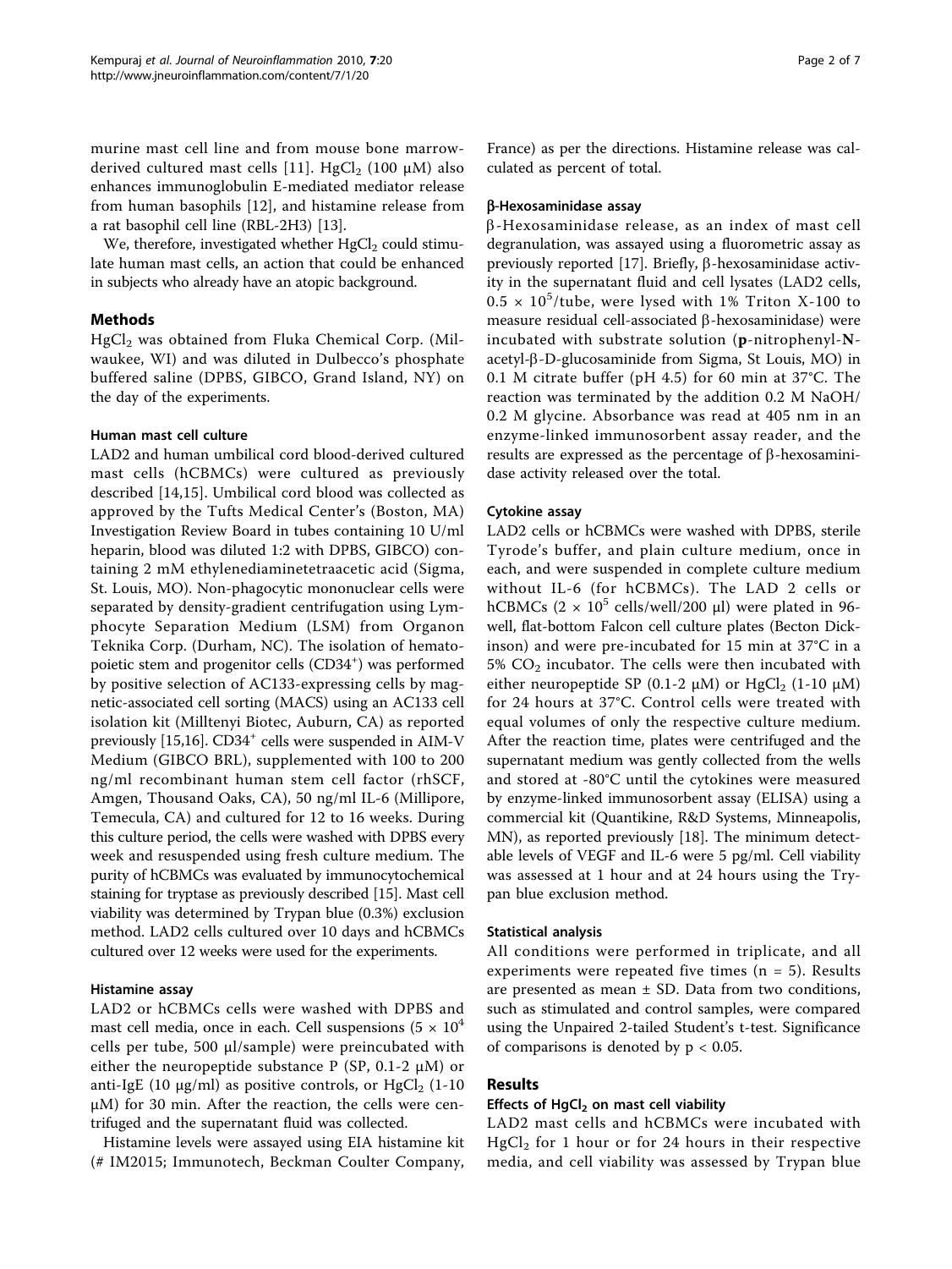murine mast cell line and from mouse bone marrow-derived cultured mast cells [11]. $HgCl_2$ (100 μM) also enhances immunoglobulin E-mediated mediator release from human basophils [12], and histamine release from a rat basophil cell line (RBL-2H3) [13].

We, therefore, investigated whether $HgCl_2$ could stimulate human mast cells, an action that could be enhanced in subjects who already have an atopic background.

## Methods

$HgCl_2$ was obtained from Fluka Chemical Corp. (Milwaukee, WI) and was diluted in Dulbecco's phosphate buffered saline (DPBS, GIBCO, Grand Island, NY) on the day of the experiments.

### Human mast cell culture

LAD2 and human umbilical cord blood-derived cultured mast cells (hCBMCs) were cultured as previously described [14,15]. Umbilical cord blood was collected as approved by the Tufts Medical Center's (Boston, MA) Investigation Review Board in tubes containing 10 U/ml heparin, blood was diluted 1:2 with DPBS, GIBCO) containing 2 mM ethylenediaminetetraacetic acid (Sigma, St. Louis, MO). Non-phagocytic mononuclear cells were separated by density-gradient centrifugation using Lymphocyte Separation Medium (LSM) from Organon Teknika Corp. (Durham, NC). The isolation of hematopoietic stem and progenitor cells ($CD34^+$) was performed by positive selection of AC133-expressing cells by magnetic-associated cell sorting (MACS) using an AC133 cell isolation kit (Milltenyi Biotec, Auburn, CA) as reported previously [15,16]. $CD34^+$ cells were suspended in AIM-V Medium (GIBCO BRL), supplemented with 100 to 200 ng/ml recombinant human stem cell factor (rhSCF, Amgen, Thousand Oaks, CA), 50 ng/ml IL-6 (Millipore, Temecula, CA) and cultured for 12 to 16 weeks. During this culture period, the cells were washed with DPBS every week and resuspended using fresh culture medium. The purity of hCBMCs was evaluated by immunocytochemical staining for tryptase as previously described [15]. Mast cell viability was determined by Trypan blue (0.3%) exclusion method. LAD2 cells cultured over 10 days and hCBMCs cultured over 12 weeks were used for the experiments.

### Histamine assay

LAD2 or hCBMCs cells were washed with DPBS and mast cell media, once in each. Cell suspensions ($5 \times 10^4$ cells per tube, 500 μl/sample) were preincubated with either the neuropeptide substance P (SP, 0.1-2 μM) or anti-IgE (10 μg/ml) as positive controls, or $HgCl_2$ (1-10 μM) for 30 min. After the reaction, the cells were centrifuged and the supernatant fluid was collected.

Histamine levels were assayed using EIA histamine kit (# IM2015; Immunotech, Beckman Coulter Company, France) as per the directions. Histamine release was calculated as percent of total.

### β-Hexosaminidase assay

β-Hexosaminidase release, as an index of mast cell degranulation, was assayed using a fluorometric assay as previously reported [17]. Briefly, β-hexosaminidase activity in the supernatant fluid and cell lysates (LAD2 cells, $0.5 \times 10^5$/tube, were lysed with 1% Triton X-100 to measure residual cell-associated β-hexosaminidase) were incubated with substrate solution (**p**-nitrophenyl-**N**-acetyl-β-D-glucosaminide from Sigma, St Louis, MO) in 0.1 M citrate buffer (pH 4.5) for 60 min at 37°C. The reaction was terminated by the addition 0.2 M NaOH/0.2 M glycine. Absorbance was read at 405 nm in an enzyme-linked immunosorbent assay reader, and the results are expressed as the percentage of β-hexosaminidase activity released over the total.

### Cytokine assay

LAD2 cells or hCBMCs were washed with DPBS, sterile Tyrode's buffer, and plain culture medium, once in each, and were suspended in complete culture medium without IL-6 (for hCBMCs). The LAD 2 cells or hCBMCs ($2 \times 10^5$ cells/well/200 μl) were plated in 96-well, flat-bottom Falcon cell culture plates (Becton Dickinson) and were pre-incubated for 15 min at 37°C in a 5% $CO_2$ incubator. The cells were then incubated with either neuropeptide SP (0.1-2 μM) or $HgCl_2$ (1-10 μM) for 24 hours at 37°C. Control cells were treated with equal volumes of only the respective culture medium. After the reaction time, plates were centrifuged and the supernatant medium was gently collected from the wells and stored at -80°C until the cytokines were measured by enzyme-linked immunosorbent assay (ELISA) using a commercial kit (Quantikine, R&D Systems, Minneapolis, MN), as reported previously [18]. The minimum detectable levels of VEGF and IL-6 were 5 pg/ml. Cell viability was assessed at 1 hour and at 24 hours using the Trypan blue exclusion method.

### Statistical analysis

All conditions were performed in triplicate, and all experiments were repeated five times ($n = 5$). Results are presented as mean ± SD. Data from two conditions, such as stimulated and control samples, were compared using the Unpaired 2-tailed Student's t-test. Significance of comparisons is denoted by $p < 0.05$.

## Results

### Effects of $HgCl_2$ on mast cell viability

LAD2 mast cells and hCBMCs were incubated with $HgCl_2$ for 1 hour or for 24 hours in their respective media, and cell viability was assessed by Trypan blue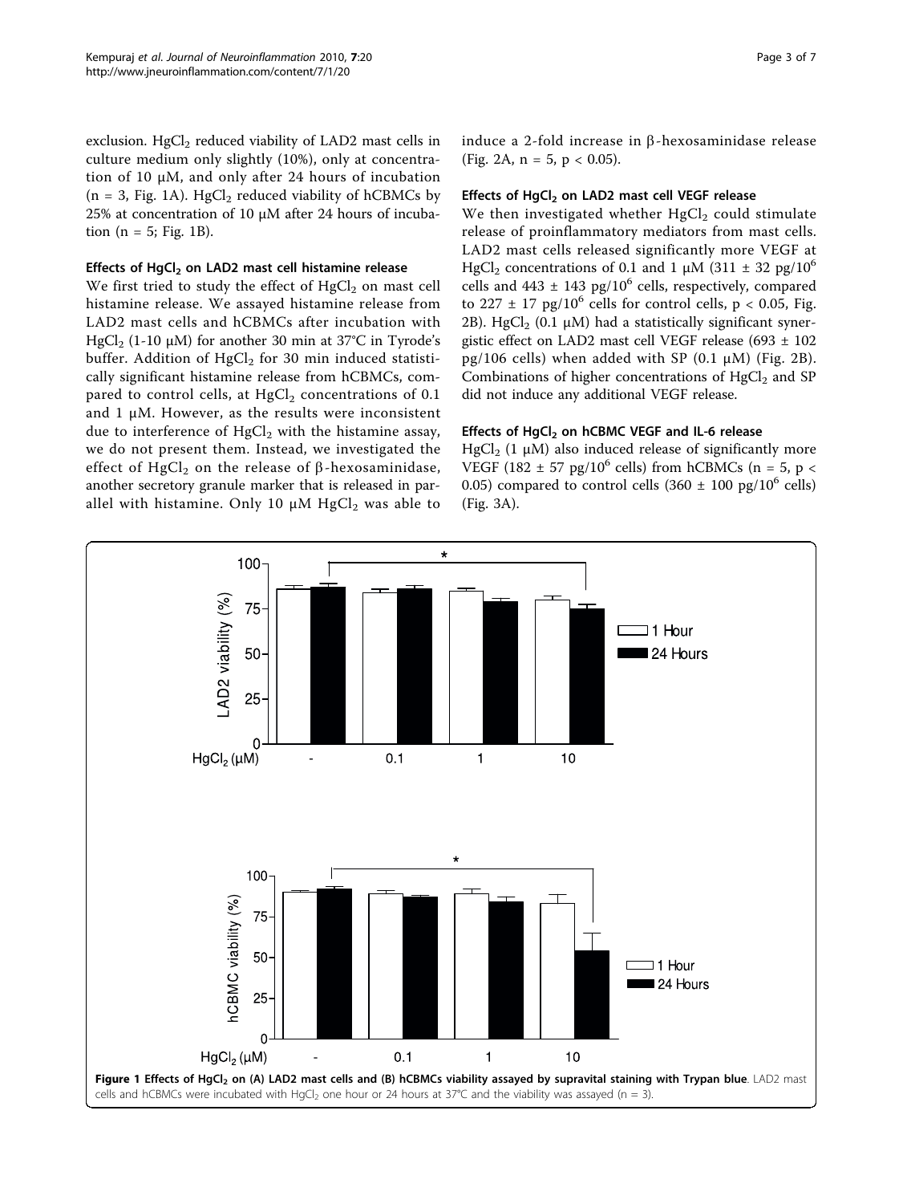exclusion. $HgCl_2$ reduced viability of LAD2 mast cells in culture medium only slightly (10%), only at concentration of 10 μM, and only after 24 hours of incubation (n = 3, Fig. 1A). $HgCl_2$ reduced viability of hCBMCs by 25% at concentration of 10 μM after 24 hours of incubation (n = 5; Fig. 1B).

#### Effects of $HgCl_2$ on LAD2 mast cell histamine release

We first tried to study the effect of $HgCl_2$ on mast cell histamine release. We assayed histamine release from LAD2 mast cells and hCBMCs after incubation with $HgCl_2$ (1-10 μM) for another 30 min at 37°C in Tyrode's buffer. Addition of $HgCl_2$ for 30 min induced statistically significant histamine release from hCBMCs, compared to control cells, at $HgCl_2$ concentrations of 0.1 and 1 μM. However, as the results were inconsistent due to interference of $HgCl_2$ with the histamine assay, we do not present them. Instead, we investigated the effect of $HgCl_2$ on the release of β-hexosaminidase, another secretory granule marker that is released in parallel with histamine. Only 10 μM $HgCl_2$ was able to induce a 2-fold increase in β-hexosaminidase release (Fig. 2A, n = 5, $p < 0.05$).

#### Effects of $HgCl_2$ on LAD2 mast cell VEGF release

We then investigated whether $HgCl_2$ could stimulate release of proinflammatory mediators from mast cells. LAD2 mast cells released significantly more VEGF at $HgCl_2$ concentrations of 0.1 and 1 μM (311 ± 32 pg/$10^6$ cells and 443 ± 143 pg/$10^6$ cells, respectively, compared to 227 ± 17 pg/$10^6$ cells for control cells, $p < 0.05$, Fig. 2B). $HgCl_2$ (0.1 μM) had a statistically significant synergistic effect on LAD2 mast cell VEGF release (693 ± 102 pg/106 cells) when added with SP (0.1 μM) (Fig. 2B). Combinations of higher concentrations of $HgCl_2$ and SP did not induce any additional VEGF release.

#### Effects of $HgCl_2$ on hCBMC VEGF and IL-6 release

$HgCl_2$ (1 μM) also induced release of significantly more VEGF (182 ± 57 pg/$10^6$ cells) from hCBMCs (n = 5, $p < 0.05$) compared to control cells (360 ± 100 pg/$10^6$ cells) (Fig. 3A).

**Figure 1 Effects of $HgCl_2$ on (A) LAD2 mast cells and (B) hCBMCs viability assayed by supravital staining with Trypan blue**. LAD2 mast cells and hCBMCs were incubated with $HgCl_2$ one hour or 24 hours at 37°C and the viability was assayed (n = 3).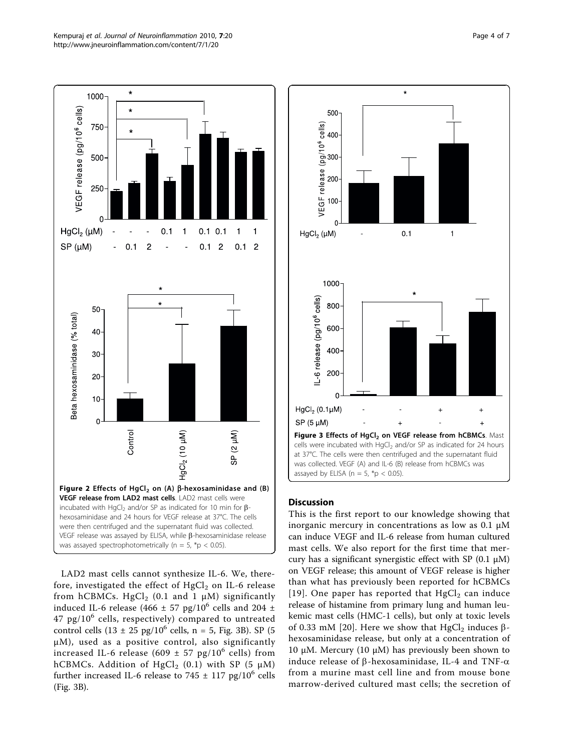Figure 2 Effects of $HgCl_2$ on (A) β-hexosaminidase and (B) VEGF release from LAD2 mast cells. LAD2 mast cells were incubated with $HgCl_2$ and/or SP as indicated for 10 min for β-hexosaminidase and 24 hours for VEGF release at 37°C. The cells were then centrifuged and the supernatant fluid was collected. VEGF release was assayed by ELISA, while β-hexosaminidase release was assayed spectrophotometrically (n = 5, *p < 0.05).

Figure 3 Effects of $HgCl_2$ on VEGF release from hCBMCs. Mast cells were incubated with $HgCl_2$ and/or SP as indicated for 24 hours at 37°C. The cells were then centrifuged and the supernatant fluid was collected. VEGF (A) and IL-6 (B) release from hCBMCs was assayed by ELISA (n = 5, *p < 0.05).

LAD2 mast cells cannot synthesize IL-6. We, therefore, investigated the effect of $HgCl_2$ on IL-6 release from hCBMCs. $HgCl_2$ (0.1 and 1 μM) significantly induced IL-6 release (466 ± 57 pg/$10^6$ cells and 204 ± 47 pg/$10^6$ cells, respectively) compared to untreated control cells (13 ± 25 pg/$10^6$ cells, n = 5, Fig. 3B). SP (5 μM), used as a positive control, also significantly increased IL-6 release (609 ± 57 pg/$10^6$ cells) from hCBMCs. Addition of $HgCl_2$ (0.1) with SP (5 μM) further increased IL-6 release to 745 ± 117 pg/$10^6$ cells (Fig. 3B).

## Discussion

This is the first report to our knowledge showing that inorganic mercury in concentrations as low as 0.1 μM can induce VEGF and IL-6 release from human cultured mast cells. We also report for the first time that mercury has a significant synergistic effect with SP (0.1 μM) on VEGF release; this amount of VEGF release is higher than what has previously been reported for hCBMCs [19]. One paper has reported that $HgCl_2$ can induce release of histamine from primary lung and human leukemic mast cells (HMC-1 cells), but only at toxic levels of 0.33 mM [20]. Here we show that $HgCl_2$ induces β-hexosaminidase release, but only at a concentration of 10 μM. Mercury (10 μM) has previously been shown to induce release of β-hexosaminidase, IL-4 and TNF-α from a murine mast cell line and from mouse bone marrow-derived cultured mast cells; the secretion of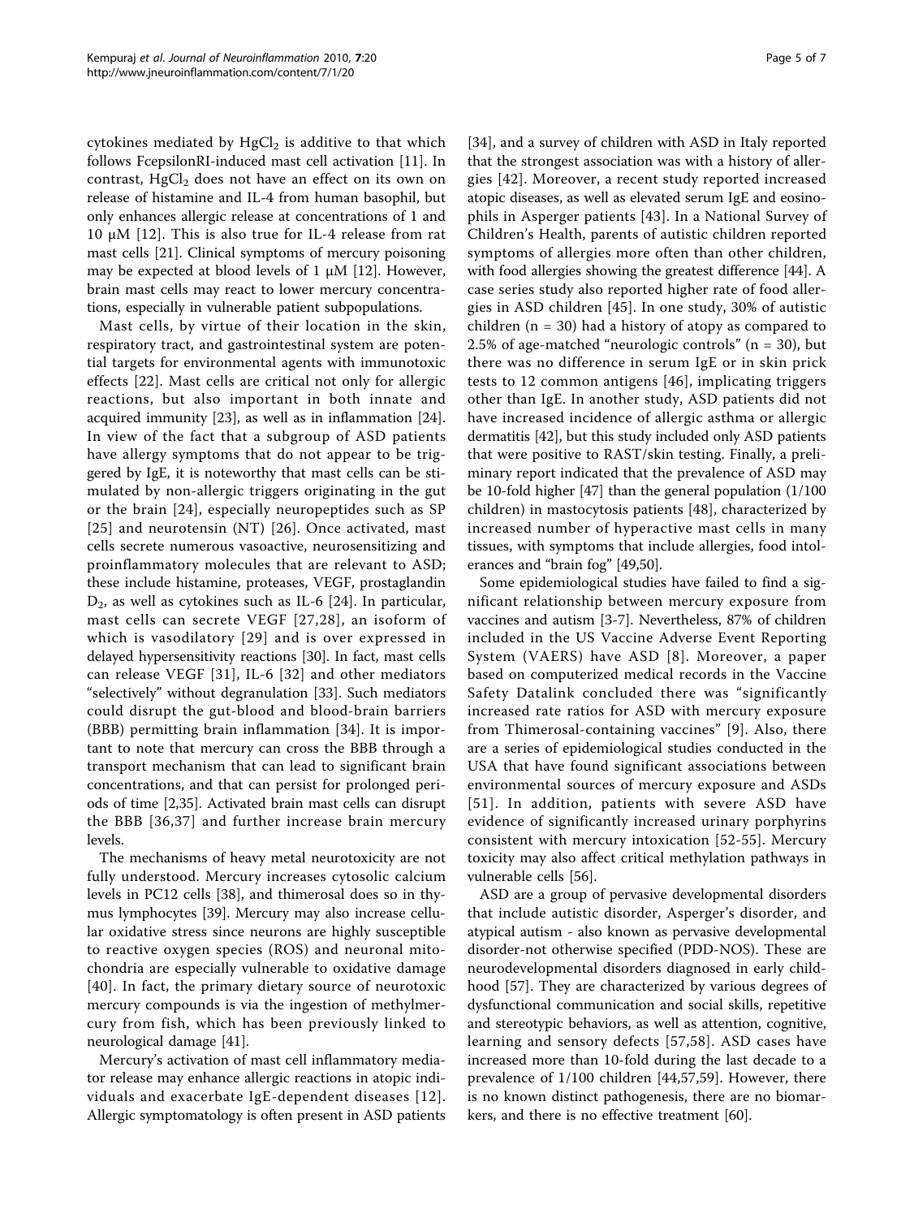cytokines mediated by $HgCl_2$ is additive to that which follows FcepsilonRI-induced mast cell activation [11]. In contrast, $HgCl_2$ does not have an effect on its own on release of histamine and IL-4 from human basophil, but only enhances allergic release at concentrations of 1 and 10 μM [12]. This is also true for IL-4 release from rat mast cells [21]. Clinical symptoms of mercury poisoning may be expected at blood levels of 1 μM [12]. However, brain mast cells may react to lower mercury concentrations, especially in vulnerable patient subpopulations.

Mast cells, by virtue of their location in the skin, respiratory tract, and gastrointestinal system are potential targets for environmental agents with immunotoxic effects [22]. Mast cells are critical not only for allergic reactions, but also important in both innate and acquired immunity [23], as well as in inflammation [24]. In view of the fact that a subgroup of ASD patients have allergy symptoms that do not appear to be triggered by IgE, it is noteworthy that mast cells can be stimulated by non-allergic triggers originating in the gut or the brain [24], especially neuropeptides such as SP [25] and neurotensin (NT) [26]. Once activated, mast cells secrete numerous vasoactive, neurosensitizing and proinflammatory molecules that are relevant to ASD; these include histamine, proteases, VEGF, prostaglandin $D_2$, as well as cytokines such as IL-6 [24]. In particular, mast cells can secrete VEGF [27,28], an isoform of which is vasodilatory [29] and is over expressed in delayed hypersensitivity reactions [30]. In fact, mast cells can release VEGF [31], IL-6 [32] and other mediators "selectively" without degranulation [33]. Such mediators could disrupt the gut-blood and blood-brain barriers (BBB) permitting brain inflammation [34]. It is important to note that mercury can cross the BBB through a transport mechanism that can lead to significant brain concentrations, and that can persist for prolonged periods of time [2,35]. Activated brain mast cells can disrupt the BBB [36,37] and further increase brain mercury levels.

The mechanisms of heavy metal neurotoxicity are not fully understood. Mercury increases cytosolic calcium levels in PC12 cells [38], and thimerosal does so in thymus lymphocytes [39]. Mercury may also increase cellular oxidative stress since neurons are highly susceptible to reactive oxygen species (ROS) and neuronal mitochondria are especially vulnerable to oxidative damage [40]. In fact, the primary dietary source of neurotoxic mercury compounds is via the ingestion of methylmercury from fish, which has been previously linked to neurological damage [41].

Mercury's activation of mast cell inflammatory mediator release may enhance allergic reactions in atopic individuals and exacerbate IgE-dependent diseases [12]. Allergic symptomatology is often present in ASD patients [34], and a survey of children with ASD in Italy reported that the strongest association was with a history of allergies [42]. Moreover, a recent study reported increased atopic diseases, as well as elevated serum IgE and eosinophils in Asperger patients [43]. In a National Survey of Children's Health, parents of autistic children reported symptoms of allergies more often than other children, with food allergies showing the greatest difference [44]. A case series study also reported higher rate of food allergies in ASD children [45]. In one study, 30% of autistic children (n = 30) had a history of atopy as compared to 2.5% of age-matched "neurologic controls" (n = 30), but there was no difference in serum IgE or in skin prick tests to 12 common antigens [46], implicating triggers other than IgE. In another study, ASD patients did not have increased incidence of allergic asthma or allergic dermatitis [42], but this study included only ASD patients that were positive to RAST/skin testing. Finally, a preliminary report indicated that the prevalence of ASD may be 10-fold higher [47] than the general population (1/100 children) in mastocytosis patients [48], characterized by increased number of hyperactive mast cells in many tissues, with symptoms that include allergies, food intolerances and "brain fog" [49,50].

Some epidemiological studies have failed to find a significant relationship between mercury exposure from vaccines and autism [3-7]. Nevertheless, 87% of children included in the US Vaccine Adverse Event Reporting System (VAERS) have ASD [8]. Moreover, a paper based on computerized medical records in the Vaccine Safety Datalink concluded there was "significantly increased rate ratios for ASD with mercury exposure from Thimerosal-containing vaccines" [9]. Also, there are a series of epidemiological studies conducted in the USA that have found significant associations between environmental sources of mercury exposure and ASDs [51]. In addition, patients with severe ASD have evidence of significantly increased urinary porphyrins consistent with mercury intoxication [52-55]. Mercury toxicity may also affect critical methylation pathways in vulnerable cells [56].

ASD are a group of pervasive developmental disorders that include autistic disorder, Asperger's disorder, and atypical autism - also known as pervasive developmental disorder-not otherwise specified (PDD-NOS). These are neurodevelopmental disorders diagnosed in early childhood [57]. They are characterized by various degrees of dysfunctional communication and social skills, repetitive and stereotypic behaviors, as well as attention, cognitive, learning and sensory defects [57,58]. ASD cases have increased more than 10-fold during the last decade to a prevalence of 1/100 children [44,57,59]. However, there is no known distinct pathogenesis, there are no biomarkers, and there is no effective treatment [60].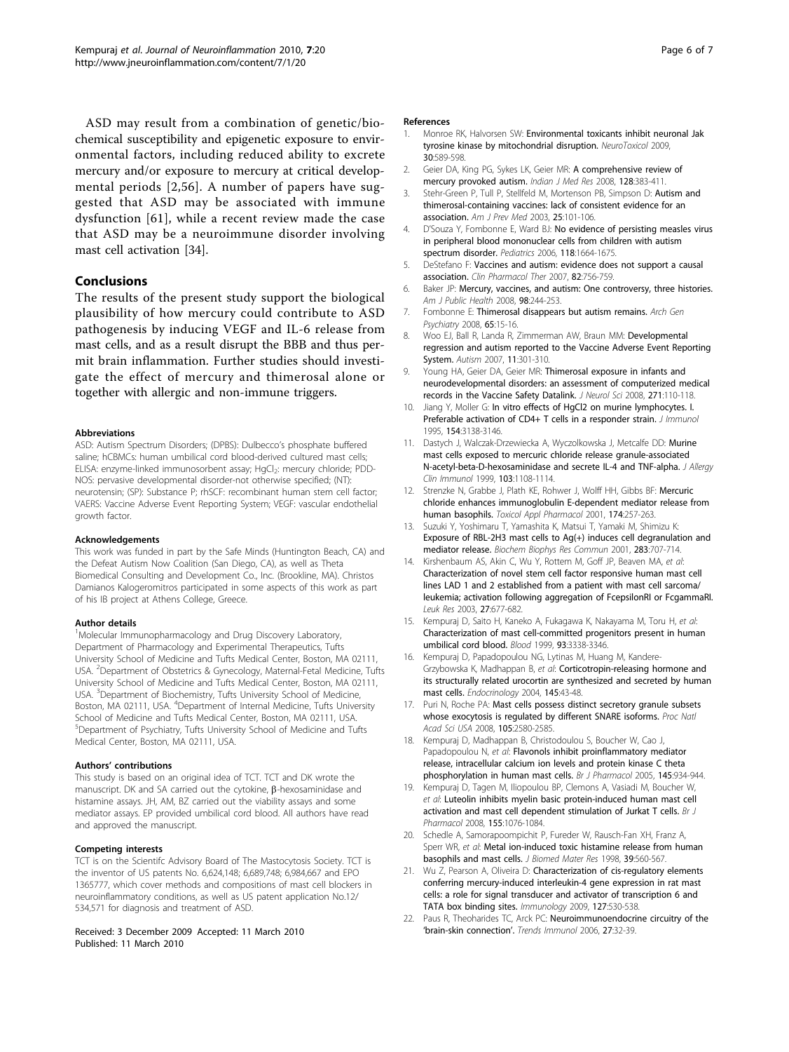ASD may result from a combination of genetic/biochemical susceptibility and epigenetic exposure to environmental factors, including reduced ability to excrete mercury and/or exposure to mercury at critical developmental periods [2,56]. A number of papers have suggested that ASD may be associated with immune dysfunction [61], while a recent review made the case that ASD may be a neuroimmune disorder involving mast cell activation [34].

## Conclusions

The results of the present study support the biological plausibility of how mercury could contribute to ASD pathogenesis by inducing VEGF and IL-6 release from mast cells, and as a result disrupt the BBB and thus permit brain inflammation. Further studies should investigate the effect of mercury and thimerosal alone or together with allergic and non-immune triggers.

#### Abbreviations

ASD: Autism Spectrum Disorders; (DPBS): Dulbecco's phosphate buffered saline; hCBMCs: human umbilical cord blood-derived cultured mast cells; ELISA: enzyme-linked immunosorbent assay; $HgCl_2$: mercury chloride; PDD-NOS: pervasive developmental disorder-not otherwise specified; (NT): neurotensin; (SP): Substance P; rhSCF: recombinant human stem cell factor; VAERS: Vaccine Adverse Event Reporting System; VEGF: vascular endothelial growth factor.

#### Acknowledgements

This work was funded in part by the Safe Minds (Huntington Beach, CA) and the Defeat Autism Now Coalition (San Diego, CA), as well as Theta Biomedical Consulting and Development Co., Inc. (Brookline, MA). Christos Damianos Kalogeromitros participated in some aspects of this work as part of his IB project at Athens College, Greece.

#### Author details

[1]Molecular Immunopharmacology and Drug Discovery Laboratory, Department of Pharmacology and Experimental Therapeutics, Tufts University School of Medicine and Tufts Medical Center, Boston, MA 02111, USA. [2]Department of Obstetrics & Gynecology, Maternal-Fetal Medicine, Tufts University School of Medicine and Tufts Medical Center, Boston, MA 02111, USA. [3]Department of Biochemistry, Tufts University School of Medicine, Boston, MA 02111, USA. [4]Department of Internal Medicine, Tufts University School of Medicine and Tufts Medical Center, Boston, MA 02111, USA. [5]Department of Psychiatry, Tufts University School of Medicine and Tufts Medical Center, Boston, MA 02111, USA.

#### Authors' contributions

This study is based on an original idea of TCT. TCT and DK wrote the manuscript. DK and SA carried out the cytokine, β-hexosaminidase and histamine assays. JH, AM, BZ carried out the viability assays and some mediator assays. EP provided umbilical cord blood. All authors have read and approved the manuscript.

#### Competing interests

TCT is on the Scientifc Advisory Board of The Mastocytosis Society. TCT is the inventor of US patents No. 6,624,148; 6,689,748; 6,984,667 and EPO 1365777, which cover methods and compositions of mast cell blockers in neuroinflammatory conditions, as well as US patent application No.12/534,571 for diagnosis and treatment of ASD.

Received: 3 December 2009 Accepted: 11 March 2010
Published: 11 March 2010

#### References

1. Monroe RK, Halvorsen SW: **Environmental toxicants inhibit neuronal Jak tyrosine kinase by mitochondrial disruption.** *NeuroToxicol* 2009, **30**:589-598.
2. Geier DA, King PG, Sykes LK, Geier MR: **A comprehensive review of mercury provoked autism.** *Indian J Med Res* 2008, **128**:383-411.
3. Stehr-Green P, Tull P, Stellfeld M, Mortenson PB, Simpson D: **Autism and thimerosal-containing vaccines: lack of consistent evidence for an association.** *Am J Prev Med* 2003, **25**:101-106.
4. D'Souza Y, Fombonne E, Ward BJ: **No evidence of persisting measles virus in peripheral blood mononuclear cells from children with autism spectrum disorder.** *Pediatrics* 2006, **118**:1664-1675.
5. DeStefano F: **Vaccines and autism: evidence does not support a causal association.** *Clin Pharmacol Ther* 2007, **82**:756-759.
6. Baker JP: **Mercury, vaccines, and autism: One controversy, three histories.** *Am J Public Health* 2008, **98**:244-253.
7. Fombonne E: **Thimerosal disappears but autism remains.** *Arch Gen Psychiatry* 2008, **65**:15-16.
8. Woo EJ, Ball R, Landa R, Zimmerman AW, Braun MM: **Developmental regression and autism reported to the Vaccine Adverse Event Reporting System.** *Autism* 2007, **11**:301-310.
9. Young HA, Geier DA, Geier MR: **Thimerosal exposure in infants and neurodevelopmental disorders: an assessment of computerized medical records in the Vaccine Safety Datalink.** *J Neurol Sci* 2008, **271**:110-118.
10. Jiang Y, Moller G: **In vitro effects of HgCl2 on murine lymphocytes. I. Preferable activation of CD4+ T cells in a responder strain.** *J Immunol* 1995, **154**:3138-3146.
11. Dastych J, Walczak-Drzewiecka A, Wyczolkowska J, Metcalfe DD: **Murine mast cells exposed to mercuric chloride release granule-associated N-acetyl-beta-D-hexosaminidase and secrete IL-4 and TNF-alpha.** *J Allergy Clin Immunol* 1999, **103**:1108-1114.
12. Strenzke N, Grabbe J, Plath KE, Rohwer J, Wolff HH, Gibbs BF: **Mercuric chloride enhances immunoglobulin E-dependent mediator release from human basophils.** *Toxicol Appl Pharmacol* 2001, **174**:257-263.
13. Suzuki Y, Yoshimaru T, Yamashita K, Matsui T, Yamaki M, Shimizu K: **Exposure of RBL-2H3 mast cells to Ag(+) induces cell degranulation and mediator release.** *Biochem Biophys Res Commun* 2001, **283**:707-714.
14. Kirshenbaum AS, Akin C, Wu Y, Rottem M, Goff JP, Beaven MA, *et al*: **Characterization of novel stem cell factor responsive human mast cell lines LAD 1 and 2 established from a patient with mast cell sarcoma/leukemia; activation following aggregation of FcepsilonRI or FcgammaRI.** *Leuk Res* 2003, **27**:677-682.
15. Kempuraj D, Saito H, Kaneko A, Fukagawa K, Nakayama M, Toru H, *et al*: **Characterization of mast cell-committed progenitors present in human umbilical cord blood.** *Blood* 1999, **93**:3338-3346.
16. Kempuraj D, Papadopoulou NG, Lytinas M, Huang M, Kandere-Grzybowska K, Madhappan B, *et al*: **Corticotropin-releasing hormone and its structurally related urocortin are synthesized and secreted by human mast cells.** *Endocrinology* 2004, **145**:43-48.
17. Puri N, Roche PA: **Mast cells possess distinct secretory granule subsets whose exocytosis is regulated by different SNARE isoforms.** *Proc Natl Acad Sci USA* 2008, **105**:2580-2585.
18. Kempuraj D, Madhappan B, Christodoulou S, Boucher W, Cao J, Papadopoulou N, *et al*: **Flavonols inhibit proinflammatory mediator release, intracellular calcium ion levels and protein kinase C theta phosphorylation in human mast cells.** *Br J Pharmacol* 2005, **145**:934-944.
19. Kempuraj D, Tagen M, Iliopoulou BP, Clemons A, Vasiadi M, Boucher W, *et al*: **Luteolin inhibits myelin basic protein-induced human mast cell activation and mast cell dependent stimulation of Jurkat T cells.** *Br J Pharmacol* 2008, **155**:1076-1084.
20. Schedle A, Samorapoompichit P, Fureder W, Rausch-Fan XH, Franz A, Sperr WR, *et al*: **Metal ion-induced toxic histamine release from human basophils and mast cells.** *J Biomed Mater Res* 1998, **39**:560-567.
21. Wu Z, Pearson A, Oliveira D: **Characterization of cis-regulatory elements conferring mercury-induced interleukin-4 gene expression in rat mast cells: a role for signal transducer and activator of transcription 6 and TATA box binding sites.** *Immunology* 2009, **127**:530-538.
22. Paus R, Theoharides TC, Arck PC: **Neuroimmunoendocrine circuitry of the 'brain-skin connection'.** *Trends Immunol* 2006, **27**:32-39.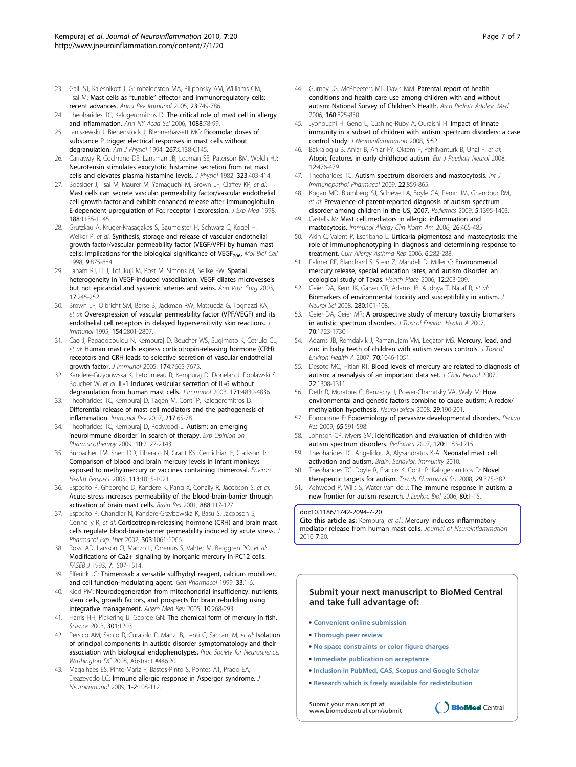23. Galli SJ, Kalesnikoff J, Grimbaldeston MA, Piliponsky AM, Williams CM, Tsai M: **Mast cells as "tunable" effector and immunoregulatory cells: recent advances.** *Annu Rev Immunol* 2005, **23**:749-786.
24. Theoharides TC, Kalogeromitros D: **The critical role of mast cell in allergy and inflammation.** *Ann NY Acad Sci* 2006, **1088**:78-99.
25. Janiszewski J, Bienenstock J, Blennerhassett MG: **Picomolar doses of substance P trigger electrical responses in mast cells without degranulation.** *Am J Physiol* 1994, **267**:C138-C145.
26. Carraway R, Cochrane DE, Lansman JB, Leeman SE, Paterson BM, Welch HJ: **Neurotensin stimulates exocytotic histamine secretion from rat mast cells and elevates plasma histamine levels.** *J Physiol* 1982, **323**:403-414.
27. Boesiger J, Tsai M, Maurer M, Yamaguchi M, Brown LF, Claffey KP, *et al*: **Mast cells can secrete vascular permeability factor/vascular endothelial cell growth factor and exhibit enhanced release after immunoglobulin E-dependent upregulation of Fcε receptor I expression.** *J Exp Med* 1998, **188**:1135-1145.
28. Grutzkau A, Kruger-Krasagakes S, Baumeister H, Schwarz C, Kogel H, Welker P, *et al*: **Synthesis, storage and release of vascular endothelial growth factor/vascular permeability factor (VEGF/VPF) by human mast cells: Implications for the biological significance of $VEGF_{206}$.** *Mol Biol Cell* 1998, **9**:875-884.
29. Laham RJ, Li J, Tofukuji M, Post M, Simons M, Sellke FW: **Spatial heterogeneity in VEGF-induced vasodilation: VEGF dilates microvessels but not epicardial and systemic arteries and veins.** *Ann Vasc Surg* 2003, **17**:245-252.
30. Brown LF, Olbricht SM, Berse B, Jackman RW, Matsueda G, Tognazzi KA, *et al*: **Overexpression of vascular permeability factor (VPF/VEGF) and its endothelial cell receptors in delayed hypersensitivity skin reactions.** *J Immunol* 1995, **154**:2801-2807.
31. Cao J, Papadopoulou N, Kempuraj D, Boucher WS, Sugimoto K, Cetrulo CL, *et al*: **Human mast cells express corticotropin-releasing hormone (CRH) receptors and CRH leads to selective secretion of vascular endothelial growth factor.** *J Immunol* 2005, **174**:7665-7675.
32. Kandere-Grzybowska K, Letourneau R, Kempuraj D, Donelan J, Poplawski S, Boucher W, *et al*: **IL-1 induces vesicular secretion of IL-6 without degranulation from human mast cells.** *J Immunol* 2003, **171**:4830-4836.
33. Theoharides TC, Kempuraj D, Tagen M, Conti P, Kalogeromitros D: **Differential release of mast cell mediators and the pathogenesis of inflammation.** *Immunol Rev* 2007, **217**:65-78.
34. Theoharides TC, Kempuraj D, Redwood L: **Autism: an emerging 'neuroimmune disorder' in search of therapy.** *Exp Opinion on Pharmacotherapy* 2009, **10**:2127-2143.
35. Burbacher TM, Shen DD, Liberato N, Grant KS, Cernichiari E, Clarkson T: **Comparison of blood and brain mercury levels in infant monkeys exposed to methylmercury or vaccines containing thimerosal.** *Environ Health Perspect* 2005, **113**:1015-1021.
36. Esposito P, Gheorghe D, Kandere K, Pang X, Conally R, Jacobson S, *et al*: **Acute stress increases permeability of the blood-brain-barrier through activation of brain mast cells.** *Brain Res* 2001, **888**:117-127.
37. Esposito P, Chandler N, Kandere-Grzybowska K, Basu S, Jacobson S, Connolly R, *et al*: **Corticotropin-releasing hormone (CRH) and brain mast cells regulate blood-brain-barrier permeability induced by acute stress.** *J Pharmacol Exp Ther* 2002, **303**:1061-1066.
38. Rossi AD, Larsson O, Manzo L, Orrenius S, Vahter M, Berggren PO, *et al*: **Modifications of Ca2+ signaling by inorganic mercury in PC12 cells.** *FASEB J* 1993, **7**:1507-1514.
39. Elferink JG: **Thimerosal: a versatile sulfhydryl reagent, calcium mobilizer, and cell function-modulating agent.** *Gen Pharmacol* 1999, **33**:1-6.
40. Kidd PM: **Neurodegeneration from mitochondrial insufficiency: nutrients, stem cells, growth factors, and prospects for brain rebuilding using integrative management.** *Altern Med Rev* 2005, **10**:268-293.
41. Harris HH, Pickering IJ, George GN: **The chemical form of mercury in fish.** *Science* 2003, **301**:1203.
42. Persico AM, Sacco R, Curatolo P, Manzi B, Lenti C, Saccani M, *et al*: **Isolation of principal components in autistic disorder symptomatology and their association with biological endophenotypes.** *Proc Society for Neuroscience, Washington DC* 2008, Abstract #446.20.
43. Magalhaes ES, Pinto-Mariz F, Bastos-Pinto S, Pontes AT, Prado EA, Deazevedo LC: **Immune allergic response in Asperger syndrome.** *J Neuroimmunol* 2009, 1-2:108-112.
44. Gurney JG, McPheeters ML, Davis MM: **Parental report of health conditions and health care use among children with and without autism: National Survey of Children's Health.** *Arch Pediatr Adolesc Med* 2006, **160**:825-830.
45. Jyonouchi H, Geng L, Cushing-Ruby A, Quraishi H: **Impact of innate immunity in a subset of children with autism spectrum disorders: a case control study.** *J Neuroinflammation* 2008, **5**:52.
46. Bakkaloglu B, Anlar B, Anlar FY, Oktem F, Pehlivanturk B, Unal F, *et al*: **Atopic features in early childhood autism.** *Eur J Paediatr Neurol* 2008, **12**:476-479.
47. Theoharides TC: **Autism spectrum disorders and mastocytosis.** *Int J Immunopathol Pharmacol* 2009, **22**:859-865.
48. Kogan MD, Blumberg SJ, Schieve LA, Boyle CA, Perrin JM, Ghandour RM, *et al*: **Prevalence of parent-reported diagnosis of autism spectrum disorder among children in the US, 2007.** *Pediatrics* 2009, **5**:1395-1403.
49. Castells M: **Mast cell mediators in allergic inflammation and mastocytosis.** *Immunol Allergy Clin North Am* 2006, **26**:465-485.
50. Akin C, Valent P, Escribano L: **Urticaria pigmentosa and mastocytosis: the role of immunophenotyping in diagnosis and determining response to treatment.** *Curr Allergy Asthma Rep* 2006, **6**:282-288.
51. Palmer RF, Blanchard S, Stein Z, Mandell D, Miller C: **Environmental mercury release, special education rates, and autism disorder: an ecological study of Texas.** *Health Place* 2006, **12**:203-209.
52. Geier DA, Kern JK, Garver CR, Adams JB, Audhya T, Nataf R, *et al*: **Biomarkers of environmental toxicity and susceptibility in autism.** *J Neurol Sci* 2008, **280**:101-108.
53. Geier DA, Geier MR: **A prospective study of mercury toxicity biomarkers in autistic spectrum disorders.** *J Toxicol Environ Health A* 2007, **70**:1723-1730.
54. Adams JB, Romdalvik J, Ramanujam VM, Legator MS: **Mercury, lead, and zinc in baby teeth of children with autism versus controls.** *J Toxicol Environ Health A* 2007, **70**:1046-1051.
55. Desoto MC, Hitlan RT: **Blood levels of mercury are related to diagnosis of autism: a reanalysis of an important data set.** *J Child Neurol* 2007, **22**:1308-1311.
56. Deth R, Muratore C, Benzecry J, Power-Charnitsky VA, Waly M: **How environmental and genetic factors combine to cause autism: A redox/methylation hypothesis.** *NeuroToxicol* 2008, **29**:190-201.
57. Fombonne E: **Epidemiology of pervasive developmental disorders.** *Pediatr Res* 2009, **65**:591-598.
58. Johnson CP, Myers SM: **Identification and evaluation of children with autism spectrum disorders.** *Pediatrics* 2007, **120**:1183-1215.
59. Theoharides TC, Angelidou A, Alysandratos K-A: **Neonatal mast cell activation and autism.** *Brain, Behavior, Immunity* 2010.
60. Theoharides TC, Doyle R, Francis K, Conti P, Kalogeromitros D: **Novel therapeutic targets for autism.** *Trends Pharmacol Sci* 2008, **29**:375-382.
61. Ashwood P, Wills S, Water Van de J: **The immune response in autism: a new frontier for autism research.** *J Leukoc Biol* 2006, **80**:1-15.

doi:10.1186/1742-2094-7-20

**Cite this article as:** Kempuraj *et al.*: Mercury induces inflammatory mediator release from human mast cells. *Journal of Neuroinflammation* 2010 **7**:20.

**Submit your next manuscript to BioMed Central and take full advantage of:**

- **Convenient online submission**
- **Thorough peer review**
- **No space constraints or color figure charges**
- **Immediate publication on acceptance**
- **Inclusion in PubMed, CAS, Scopus and Google Scholar**
- **Research which is freely available for redistribution**

Submit your manuscript at
www.biomedcentral.com/submit

BioMed Central